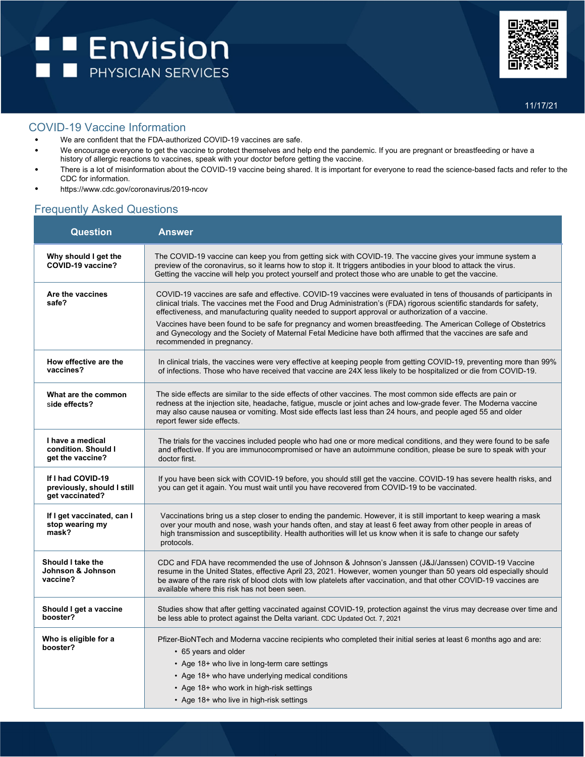# Envision PHYSICIAN SERVICES

11/17/21

## COVID-19 Vaccine Information

- We are confident that the FDA-authorized COVID-19 vaccines are safe.
- We encourage everyone to get the vaccine to protect themselves and help end the pandemic. If you are pregnant or breastfeeding or have a history of allergic reactions to vaccines, speak with your doctor before getting the vaccine.
- There is a lot of misinformation about the COVID-19 vaccine being shared. It is important for everyone to read the science-based facts and refer to the CDC for information.
- https://www.cdc.gov/coronavirus/2019-ncov

## Frequently Asked Questions

| Question | Answer |
|---|---|
| **Why should I get the COVID-19 vaccine?** | The COVID-19 vaccine can keep you from getting sick with COVID-19. The vaccine gives your immune system a preview of the coronavirus, so it learns how to stop it. It triggers antibodies in your blood to attack the virus. Getting the vaccine will help you protect yourself and protect those who are unable to get the vaccine. |
| **Are the vaccines safe?** | COVID-19 vaccines are safe and effective. COVID-19 vaccines were evaluated in tens of thousands of participants in clinical trials. The vaccines met the Food and Drug Administration's (FDA) rigorous scientific standards for safety, effectiveness, and manufacturing quality needed to support approval or authorization of a vaccine. Vaccines have been found to be safe for pregnancy and women breastfeeding. The American College of Obstetrics and Gynecology and the Society of Maternal Fetal Medicine have both affirmed that the vaccines are safe and recommended in pregnancy. |
| **How effective are the vaccines?** | In clinical trials, the vaccines were very effective at keeping people from getting COVID-19, preventing more than 99% of infections. Those who have received that vaccine are 24X less likely to be hospitalized or die from COVID-19. |
| **What are the common side effects?** | The side effects are similar to the side effects of other vaccines. The most common side effects are pain or redness at the injection site, headache, fatigue, muscle or joint aches and low-grade fever. The Moderna vaccine may also cause nausea or vomiting. Most side effects last less than 24 hours, and people aged 55 and older report fewer side effects. |
| **I have a medical condition. Should I get the vaccine?** | The trials for the vaccines included people who had one or more medical conditions, and they were found to be safe and effective. If you are immunocompromised or have an autoimmune condition, please be sure to speak with your doctor first. |
| **If I had COVID-19 previously, should I still get vaccinated?** | If you have been sick with COVID-19 before, you should still get the vaccine. COVID-19 has severe health risks, and you can get it again. You must wait until you have recovered from COVID-19 to be vaccinated. |
| **If I get vaccinated, can I stop wearing my mask?** | Vaccinations bring us a step closer to ending the pandemic. However, it is still important to keep wearing a mask over your mouth and nose, wash your hands often, and stay at least 6 feet away from other people in areas of high transmission and susceptibility. Health authorities will let us know when it is safe to change our safety protocols. |
| **Should I take the Johnson & Johnson vaccine?** | CDC and FDA have recommended the use of Johnson & Johnson's Janssen (J&J/Janssen) COVID-19 Vaccine resume in the United States, effective April 23, 2021. However, women younger than 50 years old especially should be aware of the rare risk of blood clots with low platelets after vaccination, and that other COVID-19 vaccines are available where this risk has not been seen. |
| **Should I get a vaccine booster?** | Studies show that after getting vaccinated against COVID-19, protection against the virus may decrease over time and be less able to protect against the Delta variant. CDC Updated Oct. 7, 2021 |
| **Who is eligible for a booster?** | Pfizer-BioNTech and Moderna vaccine recipients who completed their initial series at least 6 months ago and are: <br>• 65 years and older <br>• Age 18+ who live in long-term care settings <br>• Age 18+ who have underlying medical conditions <br>• Age 18+ who work in high-risk settings <br>• Age 18+ who live in high-risk settings |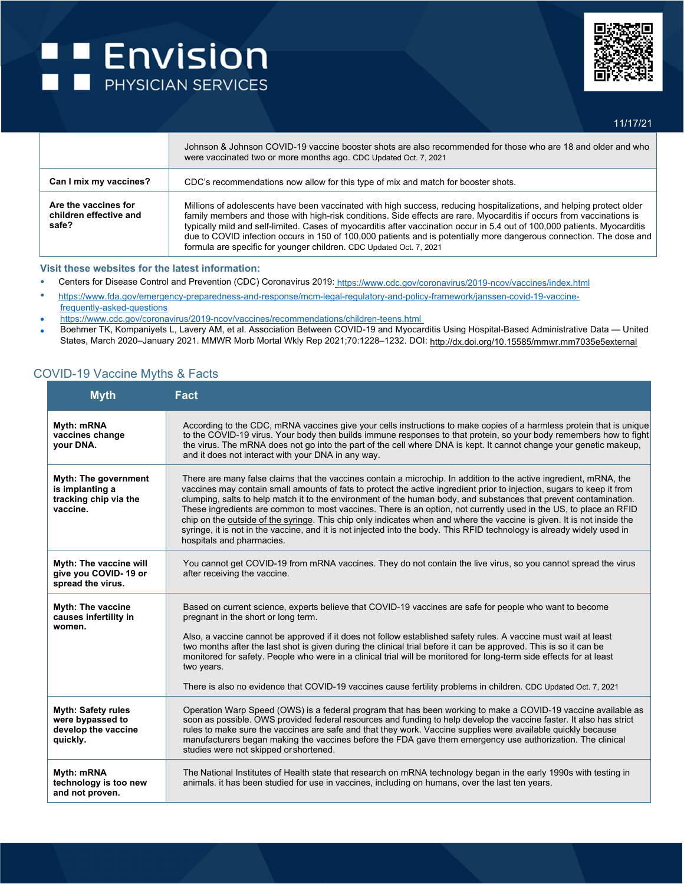| | |
|---|---|
| | Johnson & Johnson COVID-19 vaccine booster shots are also recommended for those who are 18 and older and who were vaccinated two or more months ago. CDC Updated Oct. 7, 2021 |
| **Can I mix my vaccines?** | CDC's recommendations now allow for this type of mix and match for booster shots. |
| **Are the vaccines for children effective and safe?** | Millions of adolescents have been vaccinated with high success, reducing hospitalizations, and helping protect older family members and those with high-risk conditions. Side effects are rare. Myocarditis if occurs from vaccinations is typically mild and self-limited. Cases of myocarditis after vaccination occur in 5.4 out of 100,000 patients. Myocarditis due to COVID infection occurs in 150 of 100,000 patients and is potentially more dangerous connection. The dose and formula are specific for younger children. CDC Updated Oct. 7, 2021 |

### Visit these websites for the latest information:

- Centers for Disease Control and Prevention (CDC) Coronavirus 2019: https://www.cdc.gov/coronavirus/2019-ncov/vaccines/index.html
- https://www.fda.gov/emergency-preparedness-and-response/mcm-legal-regulatory-and-policy-framework/janssen-covid-19-vaccine-frequently-asked-questions
- https://www.cdc.gov/coronavirus/2019-ncov/vaccines/recommendations/children-teens.html
- Boehmer TK, Kompaniyets L, Lavery AM, et al. Association Between COVID-19 and Myocarditis Using Hospital-Based Administrative Data — United States, March 2020–January 2021. MMWR Morb Mortal Wkly Rep 2021;70:1228–1232. DOI: http://dx.doi.org/10.15585/mmwr.mm7035e5external

## COVID-19 Vaccine Myths & Facts

| Myth | Fact |
|---|---|
| **Myth: mRNA vaccines change your DNA.** | According to the CDC, mRNA vaccines give your cells instructions to make copies of a harmless protein that is unique to the COVID-19 virus. Your body then builds immune responses to that protein, so your body remembers how to fight the virus. The mRNA does not go into the part of the cell where DNA is kept. It cannot change your genetic makeup, and it does not interact with your DNA in any way. |
| **Myth: The government is implanting a tracking chip via the vaccine.** | There are many false claims that the vaccines contain a microchip. In addition to the active ingredient, mRNA, the vaccines may contain small amounts of fats to protect the active ingredient prior to injection, sugars to keep it from clumping, salts to help match it to the environment of the human body, and substances that prevent contamination. These ingredients are common to most vaccines. There is an option, not currently used in the US, to place an RFID chip on the outside of the syringe. This chip only indicates when and where the vaccine is given. It is not inside the syringe, it is not in the vaccine, and it is not injected into the body. This RFID technology is already widely used in hospitals and pharmacies. |
| **Myth: The vaccine will give you COVID- 19 or spread the virus.** | You cannot get COVID-19 from mRNA vaccines. They do not contain the live virus, so you cannot spread the virus after receiving the vaccine. |
| **Myth: The vaccine causes infertility in women.** | Based on current science, experts believe that COVID-19 vaccines are safe for people who want to become pregnant in the short or long term.<br><br>Also, a vaccine cannot be approved if it does not follow established safety rules. A vaccine must wait at least two months after the last shot is given during the clinical trial before it can be approved. This is so it can be monitored for safety. People who were in a clinical trial will be monitored for long-term side effects for at least two years.<br><br>There is also no evidence that COVID-19 vaccines cause fertility problems in children. CDC Updated Oct. 7, 2021 |
| **Myth: Safety rules were bypassed to develop the vaccine quickly.** | Operation Warp Speed (OWS) is a federal program that has been working to make a COVID-19 vaccine available as soon as possible. OWS provided federal resources and funding to help develop the vaccine faster. It also has strict rules to make sure the vaccines are safe and that they work. Vaccine supplies were available quickly because manufacturers began making the vaccines before the FDA gave them emergency use authorization. The clinical studies were not skipped or shortened. |
| **Myth: mRNA technology is too new and not proven.** | The National Institutes of Health state that research on mRNA technology began in the early 1990s with testing in animals. it has been studied for use in vaccines, including on humans, over the last ten years. |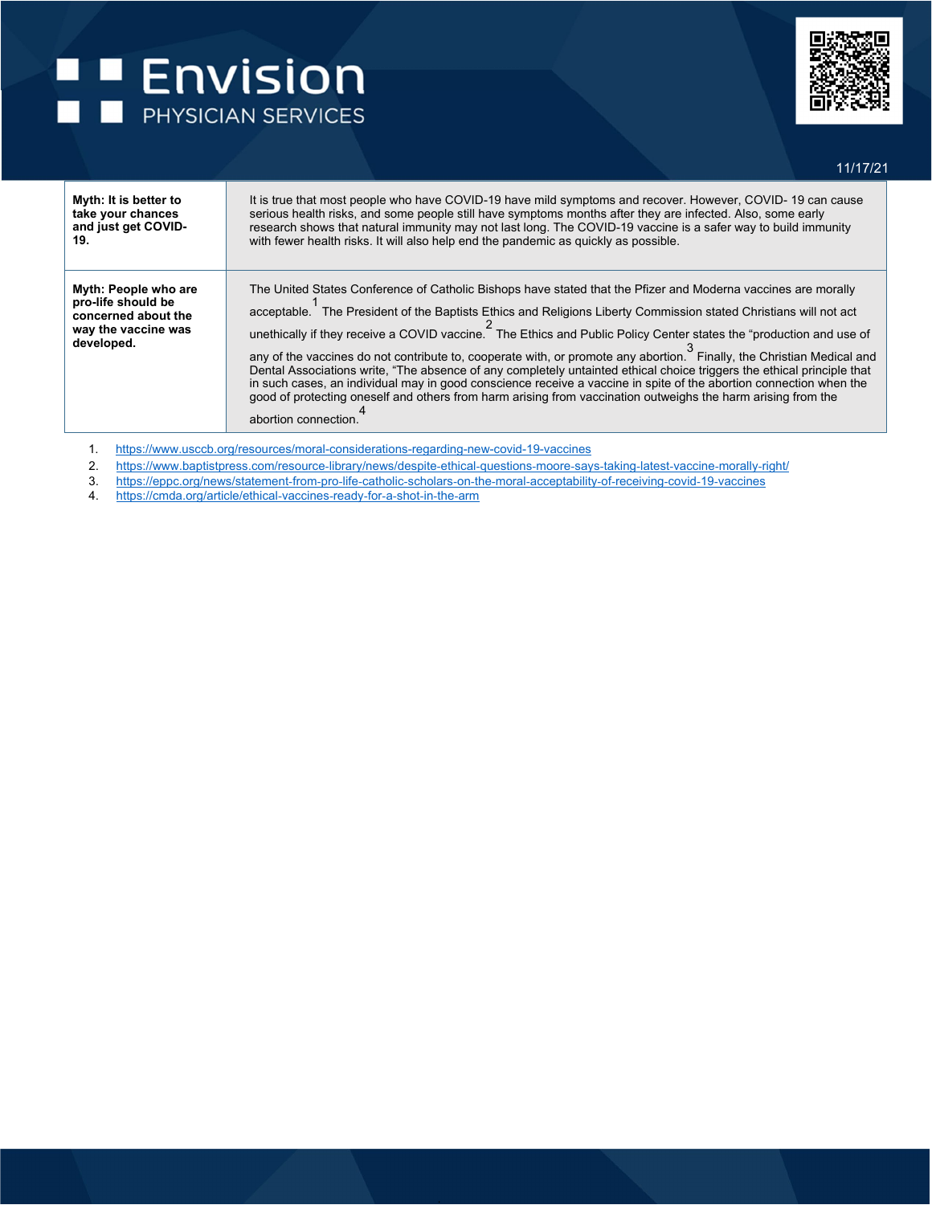11/17/21

| | |
|---|---|
| **Myth: It is better to take your chances and just get COVID-19.** | It is true that most people who have COVID-19 have mild symptoms and recover. However, COVID- 19 can cause serious health risks, and some people still have symptoms months after they are infected. Also, some early research shows that natural immunity may not last long. The COVID-19 vaccine is a safer way to build immunity with fewer health risks. It will also help end the pandemic as quickly as possible. |
| **Myth: People who are pro-life should be concerned about the way the vaccine was developed.** | The United States Conference of Catholic Bishops have stated that the Pfizer and Moderna vaccines are morally acceptable.[1] The President of the Baptists Ethics and Religions Liberty Commission stated Christians will not act unethically if they receive a COVID vaccine.[2] The Ethics and Public Policy Center states the "production and use of any of the vaccines do not contribute to, cooperate with, or promote any abortion.[3] Finally, the Christian Medical and Dental Associations write, "The absence of any completely untainted ethical choice triggers the ethical principle that in such cases, an individual may in good conscience receive a vaccine in spite of the abortion connection when the good of protecting oneself and others from harm arising from vaccination outweighs the harm arising from the abortion connection.[4] |

1. https://www.usccb.org/resources/moral-considerations-regarding-new-covid-19-vaccines
2. https://www.baptistpress.com/resource-library/news/despite-ethical-questions-moore-says-taking-latest-vaccine-morally-right/
3. https://eppc.org/news/statement-from-pro-life-catholic-scholars-on-the-moral-acceptability-of-receiving-covid-19-vaccines
4. https://cmda.org/article/ethical-vaccines-ready-for-a-shot-in-the-arm